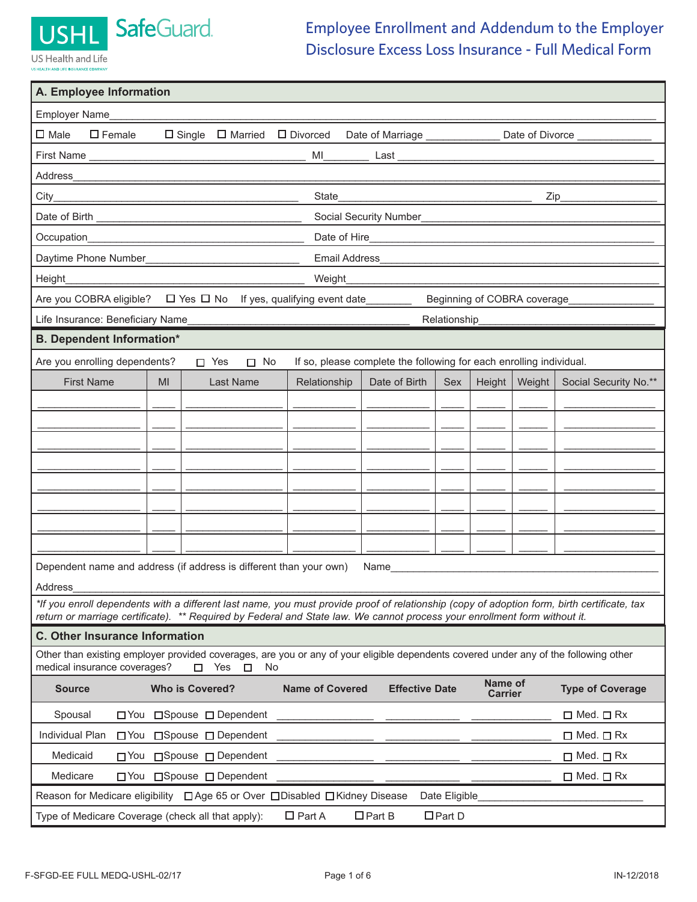USHL SafeGuard
US Health and Life

# Employee Enrollment and Addendum to the Employer Disclosure Excess Loss Insurance - Full Medical Form

## A. Employee Information

Employer Name_______________

☐ Male ☐ Female ☐ Single ☐ Married ☐ Divorced Date of Marriage ___________ Date of Divorce ___________

First Name _______________ MI_______ Last _______________

Address_______________

City_______________ State_______________ Zip_______________

Date of Birth _______________ Social Security Number_______________

Occupation_______________ Date of Hire_______________

Daytime Phone Number_______________ Email Address_______________

Height_______________ Weight_______________

Are you COBRA eligible? ☐ Yes ☐ No If yes, qualifying event date________ Beginning of COBRA coverage_______________

Life Insurance: Beneficiary Name_______________ Relationship_______________

## B. Dependent Information*

Are you enrolling dependents? ☐ Yes ☐ No If so, please complete the following for each enrolling individual.

| First Name | MI | Last Name | Relationship | Date of Birth | Sex | Height | Weight | Social Security No.** |
|---|---|---|---|---|---|---|---|---|
| | | | | | | | | |
| | | | | | | | | |
| | | | | | | | | |
| | | | | | | | | |
| | | | | | | | | |
| | | | | | | | | |
| | | | | | | | | |
| | | | | | | | | |

Dependent name and address (if address is different than your own) Name_______________

Address_______________

*\*If you enroll dependents with a different last name, you must provide proof of relationship (copy of adoption form, birth certificate, tax return or marriage certificate). \*\* Required by Federal and State law. We cannot process your enrollment form without it.*

## C. Other Insurance Information

Other than existing employer provided coverages, are you or any of your eligible dependents covered under any of the following other medical insurance coverages? ☐ Yes ☐ No

| Source | Who is Covered? | Name of Covered | Effective Date | Name of Carrier | Type of Coverage |
|---|---|---|---|---|---|
| Spousal | ☐You ☐Spouse ☐ Dependent | | | | ☐ Med. ☐ Rx |
| Individual Plan | ☐You ☐Spouse ☐ Dependent | | | | ☐ Med. ☐ Rx |
| Medicaid | ☐You ☐Spouse ☐ Dependent | | | | ☐ Med. ☐ Rx |
| Medicare | ☐You ☐Spouse ☐ Dependent | | | | ☐ Med. ☐ Rx |

Reason for Medicare eligibility ☐ Age 65 or Over ☐Disabled ☐Kidney Disease Date Eligible_______________

Type of Medicare Coverage (check all that apply): ☐ Part A ☐Part B ☐Part D

F-SFGD-EE FULL MEDQ-USHL-02/17 IN-12/2018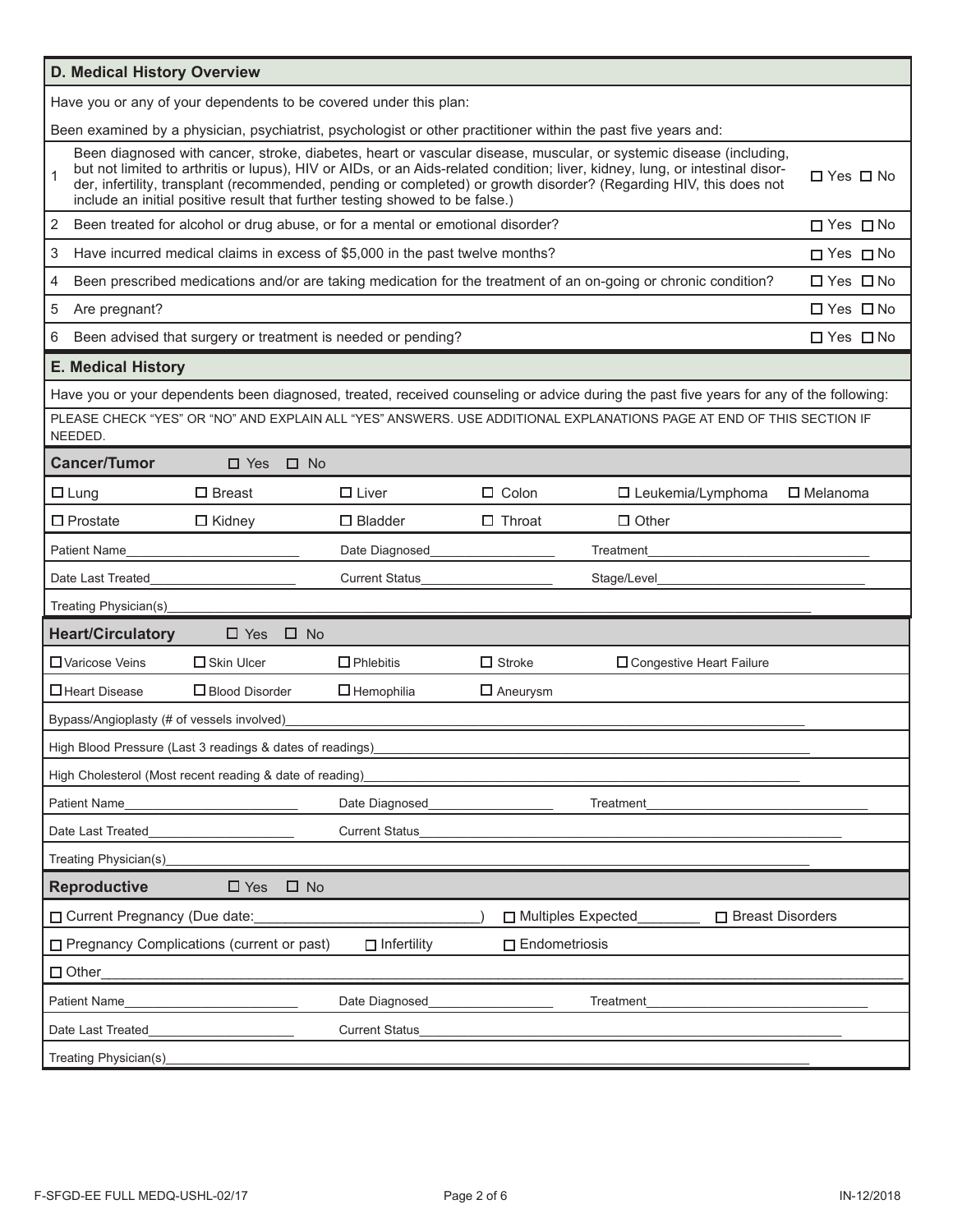## D. Medical History Overview

Have you or any of your dependents to be covered under this plan:

Been examined by a physician, psychiatrist, psychologist or other practitioner within the past five years and:

| # | Question | Answer |
|---|---|---|
| 1 | Been diagnosed with cancer, stroke, diabetes, heart or vascular disease, muscular, or systemic disease (including, but not limited to arthritis or lupus), HIV or AIDs, or an Aids-related condition; liver, kidney, lung, or intestinal disorder, infertility, transplant (recommended, pending or completed) or growth disorder? (Regarding HIV, this does not include an initial positive result that further testing showed to be false.) | ☐ Yes ☐ No |
| 2 | Been treated for alcohol or drug abuse, or for a mental or emotional disorder? | ☐ Yes ☐ No |
| 3 | Have incurred medical claims in excess of $5,000 in the past twelve months? | ☐ Yes ☐ No |
| 4 | Been prescribed medications and/or are taking medication for the treatment of an on-going or chronic condition? | ☐ Yes ☐ No |
| 5 | Are pregnant? | ☐ Yes ☐ No |
| 6 | Been advised that surgery or treatment is needed or pending? | ☐ Yes ☐ No |

## E. Medical History

Have you or your dependents been diagnosed, treated, received counseling or advice during the past five years for any of the following:

PLEASE CHECK "YES" OR "NO" AND EXPLAIN ALL "YES" ANSWERS. USE ADDITIONAL EXPLANATIONS PAGE AT END OF THIS SECTION IF NEEDED.

### Cancer/Tumor ☐ Yes ☐ No

| | | | | | |
|---|---|---|---|---|---|
| ☐ Lung | ☐ Breast | ☐ Liver | ☐ Colon | ☐ Leukemia/Lymphoma | ☐ Melanoma |
| ☐ Prostate | ☐ Kidney | ☐ Bladder | ☐ Throat | ☐ Other | |

Patient Name\_\_\_\_\_\_\_\_\_\_ Date Diagnosed\_\_\_\_\_\_\_\_\_\_ Treatment\_\_\_\_\_\_\_\_\_\_

Date Last Treated\_\_\_\_\_\_\_\_\_\_ Current Status\_\_\_\_\_\_\_\_\_\_ Stage/Level\_\_\_\_\_\_\_\_\_\_

Treating Physician(s)\_\_\_\_\_\_\_\_\_\_

### Heart/Circulatory ☐ Yes ☐ No

| | | | | |
|---|---|---|---|---|
| ☐ Varicose Veins | ☐ Skin Ulcer | ☐ Phlebitis | ☐ Stroke | ☐ Congestive Heart Failure |
| ☐ Heart Disease | ☐ Blood Disorder | ☐ Hemophilia | ☐ Aneurysm | |

Bypass/Angioplasty (# of vessels involved)\_\_\_\_\_\_\_\_\_\_

High Blood Pressure (Last 3 readings & dates of readings)\_\_\_\_\_\_\_\_\_\_

High Cholesterol (Most recent reading & date of reading)\_\_\_\_\_\_\_\_\_\_

Patient Name\_\_\_\_\_\_\_\_\_\_ Date Diagnosed\_\_\_\_\_\_\_\_\_\_ Treatment\_\_\_\_\_\_\_\_\_\_

Date Last Treated\_\_\_\_\_\_\_\_\_\_ Current Status\_\_\_\_\_\_\_\_\_\_

Treating Physician(s)\_\_\_\_\_\_\_\_\_\_

### Reproductive ☐ Yes ☐ No

☐ Current Pregnancy (Due date:\_\_\_\_\_\_\_\_\_\_) ☐ Multiples Expected\_\_\_\_\_\_\_\_\_\_ ☐ Breast Disorders

☐ Pregnancy Complications (current or past) ☐ Infertility ☐ Endometriosis

☐ Other\_\_\_\_\_\_\_\_\_\_

Patient Name\_\_\_\_\_\_\_\_\_\_ Date Diagnosed\_\_\_\_\_\_\_\_\_\_ Treatment\_\_\_\_\_\_\_\_\_\_

Date Last Treated\_\_\_\_\_\_\_\_\_\_ Current Status\_\_\_\_\_\_\_\_\_\_

Treating Physician(s)\_\_\_\_\_\_\_\_\_\_

F-SFGD-EE FULL MEDQ-USHL-02/17 IN-12/2018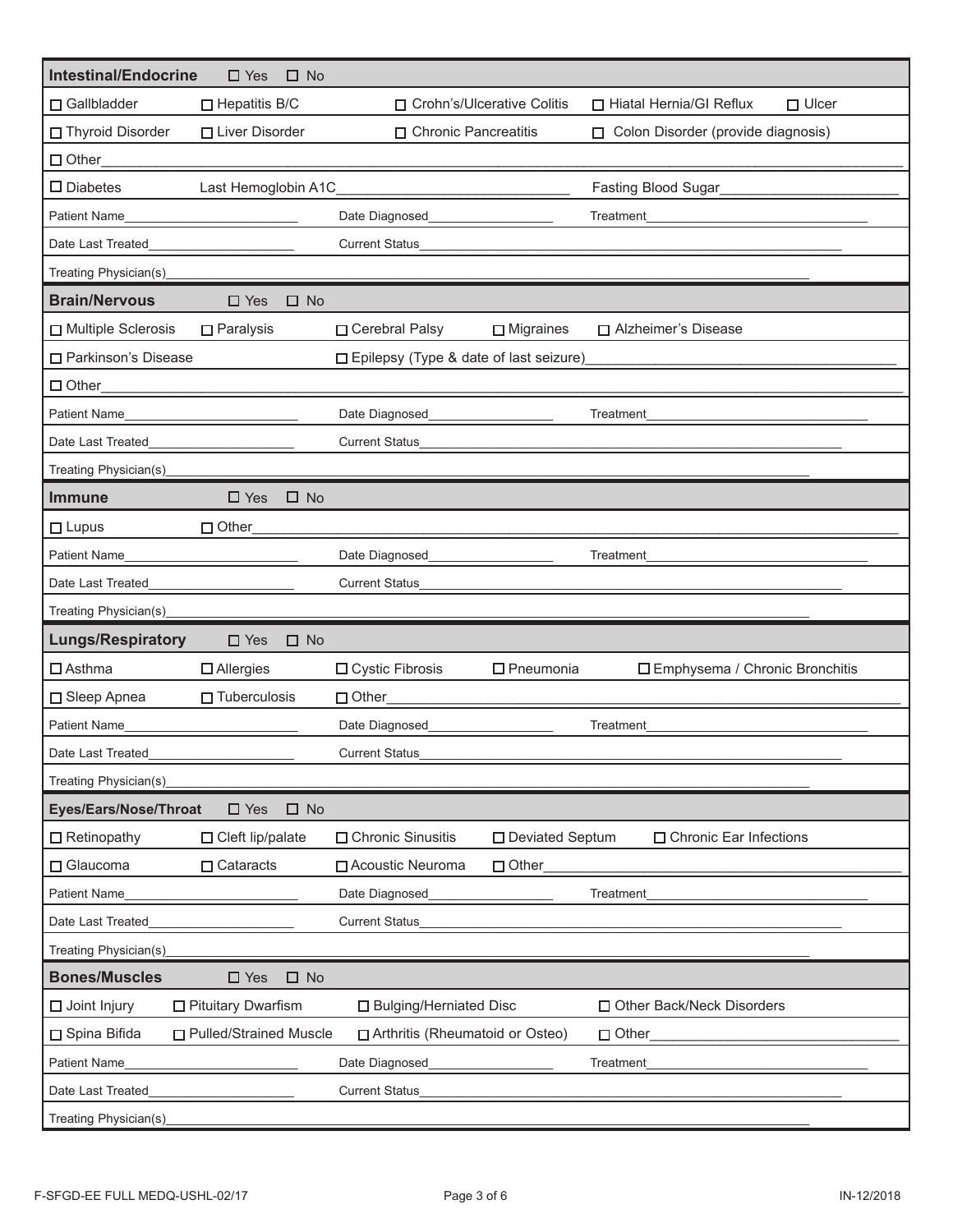## Intestinal/Endocrine ☐ Yes ☐ No

☐ Gallbladder ☐ Hepatitis B/C ☐ Crohn's/Ulcerative Colitis ☐ Hiatal Hernia/GI Reflux ☐ Ulcer

☐ Thyroid Disorder ☐ Liver Disorder ☐ Chronic Pancreatitis ☐ Colon Disorder (provide diagnosis)

☐ Other\_\_\_\_\_\_\_\_\_\_\_\_\_\_\_\_\_\_\_\_\_\_\_\_\_\_\_\_\_\_\_\_\_\_\_\_\_\_\_\_

☐ Diabetes Last Hemoglobin A1C\_\_\_\_\_\_\_\_\_\_\_\_\_\_\_\_\_\_\_\_ Fasting Blood Sugar\_\_\_\_\_\_\_\_\_\_\_\_\_\_\_\_\_\_\_\_

Patient Name\_\_\_\_\_\_\_\_\_\_\_\_\_\_\_\_\_\_\_\_ Date Diagnosed\_\_\_\_\_\_\_\_\_\_\_\_\_\_\_\_\_\_\_\_ Treatment\_\_\_\_\_\_\_\_\_\_\_\_\_\_\_\_\_\_\_\_

Date Last Treated\_\_\_\_\_\_\_\_\_\_\_\_\_\_\_\_\_\_\_\_ Current Status\_\_\_\_\_\_\_\_\_\_\_\_\_\_\_\_\_\_\_\_

Treating Physician(s)\_\_\_\_\_\_\_\_\_\_\_\_\_\_\_\_\_\_\_\_\_\_\_\_\_\_\_\_\_\_\_\_\_\_\_\_\_\_\_\_

## Brain/Nervous ☐ Yes ☐ No

☐ Multiple Sclerosis ☐ Paralysis ☐ Cerebral Palsy ☐ Migraines ☐ Alzheimer's Disease

☐ Parkinson's Disease ☐ Epilepsy (Type & date of last seizure)\_\_\_\_\_\_\_\_\_\_\_\_\_\_\_\_\_\_\_\_

☐ Other\_\_\_\_\_\_\_\_\_\_\_\_\_\_\_\_\_\_\_\_\_\_\_\_\_\_\_\_\_\_\_\_\_\_\_\_\_\_\_\_

Patient Name\_\_\_\_\_\_\_\_\_\_\_\_\_\_\_\_\_\_\_\_ Date Diagnosed\_\_\_\_\_\_\_\_\_\_\_\_\_\_\_\_\_\_\_\_ Treatment\_\_\_\_\_\_\_\_\_\_\_\_\_\_\_\_\_\_\_\_

Date Last Treated\_\_\_\_\_\_\_\_\_\_\_\_\_\_\_\_\_\_\_\_ Current Status\_\_\_\_\_\_\_\_\_\_\_\_\_\_\_\_\_\_\_\_

Treating Physician(s)\_\_\_\_\_\_\_\_\_\_\_\_\_\_\_\_\_\_\_\_\_\_\_\_\_\_\_\_\_\_\_\_\_\_\_\_\_\_\_\_

## Immune ☐ Yes ☐ No

☐ Lupus ☐ Other\_\_\_\_\_\_\_\_\_\_\_\_\_\_\_\_\_\_\_\_\_\_\_\_\_\_\_\_\_\_\_\_\_\_\_\_\_\_\_\_

Patient Name\_\_\_\_\_\_\_\_\_\_\_\_\_\_\_\_\_\_\_\_ Date Diagnosed\_\_\_\_\_\_\_\_\_\_\_\_\_\_\_\_\_\_\_\_ Treatment\_\_\_\_\_\_\_\_\_\_\_\_\_\_\_\_\_\_\_\_

Date Last Treated\_\_\_\_\_\_\_\_\_\_\_\_\_\_\_\_\_\_\_\_ Current Status\_\_\_\_\_\_\_\_\_\_\_\_\_\_\_\_\_\_\_\_

Treating Physician(s)\_\_\_\_\_\_\_\_\_\_\_\_\_\_\_\_\_\_\_\_\_\_\_\_\_\_\_\_\_\_\_\_\_\_\_\_\_\_\_\_

## Lungs/Respiratory ☐ Yes ☐ No

☐ Asthma ☐ Allergies ☐ Cystic Fibrosis ☐ Pneumonia ☐ Emphysema / Chronic Bronchitis

☐ Sleep Apnea ☐ Tuberculosis ☐ Other\_\_\_\_\_\_\_\_\_\_\_\_\_\_\_\_\_\_\_\_\_\_\_\_\_\_\_\_\_\_\_\_\_\_\_\_\_\_\_\_

Patient Name\_\_\_\_\_\_\_\_\_\_\_\_\_\_\_\_\_\_\_\_ Date Diagnosed\_\_\_\_\_\_\_\_\_\_\_\_\_\_\_\_\_\_\_\_ Treatment\_\_\_\_\_\_\_\_\_\_\_\_\_\_\_\_\_\_\_\_

Date Last Treated\_\_\_\_\_\_\_\_\_\_\_\_\_\_\_\_\_\_\_\_ Current Status\_\_\_\_\_\_\_\_\_\_\_\_\_\_\_\_\_\_\_\_

Treating Physician(s)\_\_\_\_\_\_\_\_\_\_\_\_\_\_\_\_\_\_\_\_\_\_\_\_\_\_\_\_\_\_\_\_\_\_\_\_\_\_\_\_

## Eyes/Ears/Nose/Throat ☐ Yes ☐ No

☐ Retinopathy ☐ Cleft lip/palate ☐ Chronic Sinusitis ☐ Deviated Septum ☐ Chronic Ear Infections

☐ Glaucoma ☐ Cataracts ☐ Acoustic Neuroma ☐ Other\_\_\_\_\_\_\_\_\_\_\_\_\_\_\_\_\_\_\_\_\_\_\_\_\_\_\_\_\_\_\_\_\_\_\_\_\_\_\_\_

Patient Name\_\_\_\_\_\_\_\_\_\_\_\_\_\_\_\_\_\_\_\_ Date Diagnosed\_\_\_\_\_\_\_\_\_\_\_\_\_\_\_\_\_\_\_\_ Treatment\_\_\_\_\_\_\_\_\_\_\_\_\_\_\_\_\_\_\_\_

Date Last Treated\_\_\_\_\_\_\_\_\_\_\_\_\_\_\_\_\_\_\_\_ Current Status\_\_\_\_\_\_\_\_\_\_\_\_\_\_\_\_\_\_\_\_

Treating Physician(s)\_\_\_\_\_\_\_\_\_\_\_\_\_\_\_\_\_\_\_\_\_\_\_\_\_\_\_\_\_\_\_\_\_\_\_\_\_\_\_\_

## Bones/Muscles ☐ Yes ☐ No

☐ Joint Injury ☐ Pituitary Dwarfism ☐ Bulging/Herniated Disc ☐ Other Back/Neck Disorders

☐ Spina Bifida ☐ Pulled/Strained Muscle ☐ Arthritis (Rheumatoid or Osteo) ☐ Other\_\_\_\_\_\_\_\_\_\_\_\_\_\_\_\_\_\_\_\_

Patient Name\_\_\_\_\_\_\_\_\_\_\_\_\_\_\_\_\_\_\_\_ Date Diagnosed\_\_\_\_\_\_\_\_\_\_\_\_\_\_\_\_\_\_\_\_ Treatment\_\_\_\_\_\_\_\_\_\_\_\_\_\_\_\_\_\_\_\_

Date Last Treated\_\_\_\_\_\_\_\_\_\_\_\_\_\_\_\_\_\_\_\_ Current Status\_\_\_\_\_\_\_\_\_\_\_\_\_\_\_\_\_\_\_\_

Treating Physician(s)\_\_\_\_\_\_\_\_\_\_\_\_\_\_\_\_\_\_\_\_\_\_\_\_\_\_\_\_\_\_\_\_\_\_\_\_\_\_\_\_

F-SFGD-EE FULL MEDQ-USHL-02/17 IN-12/2018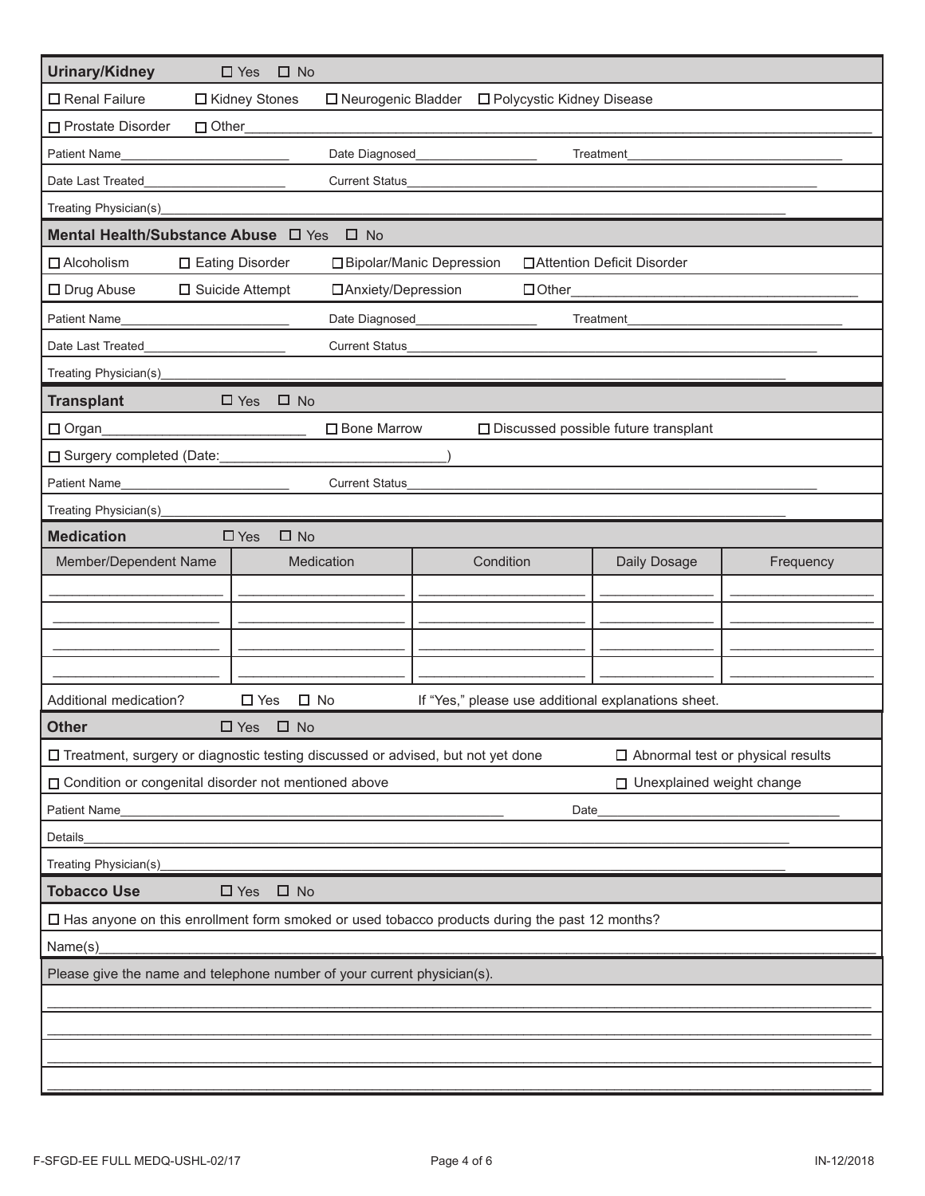## Urinary/Kidney ☐ Yes ☐ No

☐ Renal Failure ☐ Kidney Stones ☐ Neurogenic Bladder ☐ Polycystic Kidney Disease

☐ Prostate Disorder ☐ Other___________________________________________

Patient Name_______________________ Date Diagnosed_________________ Treatment_____________________________

Date Last Treated____________________ Current Status_______________________________________________

Treating Physician(s)_______________________________________________________________

## Mental Health/Substance Abuse ☐ Yes ☐ No

☐ Alcoholism ☐ Eating Disorder ☐ Bipolar/Manic Depression ☐ Attention Deficit Disorder

☐ Drug Abuse ☐ Suicide Attempt ☐ Anxiety/Depression ☐ Other_______________________________

Patient Name_______________________ Date Diagnosed_________________ Treatment_____________________________

Date Last Treated____________________ Current Status_______________________________________________

Treating Physician(s)_______________________________________________________________

## Transplant ☐ Yes ☐ No

☐ Organ__________________________ ☐ Bone Marrow ☐ Discussed possible future transplant

☐ Surgery completed (Date:____________________________)

Patient Name_______________________ Current Status_______________________________________________

Treating Physician(s)_______________________________________________________________

## Medication ☐ Yes ☐ No

| Member/Dependent Name | Medication | Condition | Daily Dosage | Frequency |
| --- | --- | --- | --- | --- |
| | | | | |
| | | | | |
| | | | | |
| | | | | |

Additional medication? ☐ Yes ☐ No If "Yes," please use additional explanations sheet.

## Other ☐ Yes ☐ No

☐ Treatment, surgery or diagnostic testing discussed or advised, but not yet done ☐ Abnormal test or physical results

☐ Condition or congenital disorder not mentioned above ☐ Unexplained weight change

Patient Name_______________________________________________ Date______________________________

Details_______________________________________________________________

Treating Physician(s)_______________________________________________________________

## Tobacco Use ☐ Yes ☐ No

☐ Has anyone on this enrollment form smoked or used tobacco products during the past 12 months?

Name(s)_______________________________________________________________

Please give the name and telephone number of your current physician(s).

_______________________________________________________________

_______________________________________________________________

_______________________________________________________________

_______________________________________________________________

F-SFGD-EE FULL MEDQ-USHL-02/17 IN-12/2018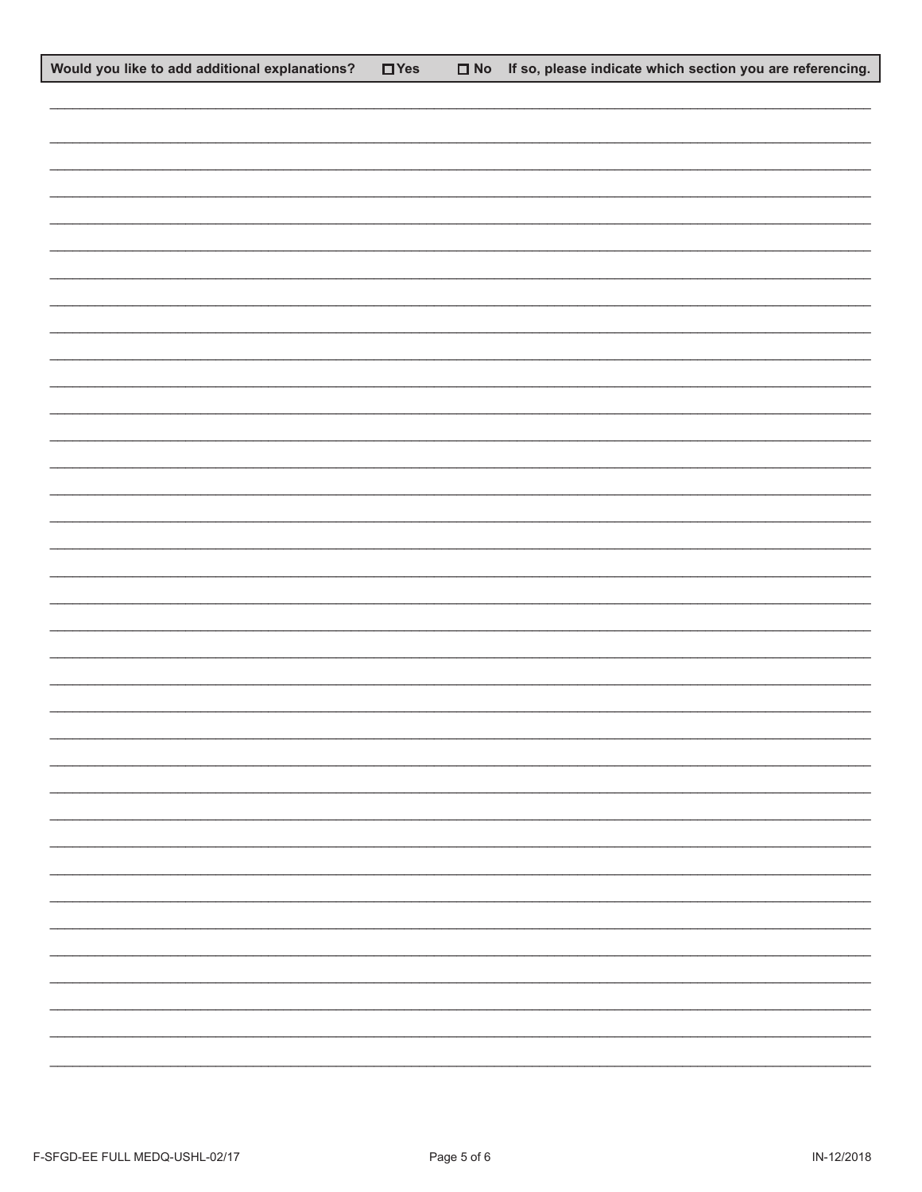**Would you like to add additional explanations?** ☐ **Yes** ☐ **No** **If so, please indicate which section you are referencing.**

\_\_\_\_\_\_\_\_\_\_\_\_\_\_\_\_\_\_\_\_\_\_\_\_\_\_\_\_\_\_\_\_\_\_\_\_\_\_\_\_\_\_\_\_\_\_\_\_\_\_\_\_\_\_\_\_\_\_\_\_\_\_\_\_\_\_\_\_\_\_\_\_\_\_\_\_\_\_

\_\_\_\_\_\_\_\_\_\_\_\_\_\_\_\_\_\_\_\_\_\_\_\_\_\_\_\_\_\_\_\_\_\_\_\_\_\_\_\_\_\_\_\_\_\_\_\_\_\_\_\_\_\_\_\_\_\_\_\_\_\_\_\_\_\_\_\_\_\_\_\_\_\_\_\_\_\_

\_\_\_\_\_\_\_\_\_\_\_\_\_\_\_\_\_\_\_\_\_\_\_\_\_\_\_\_\_\_\_\_\_\_\_\_\_\_\_\_\_\_\_\_\_\_\_\_\_\_\_\_\_\_\_\_\_\_\_\_\_\_\_\_\_\_\_\_\_\_\_\_\_\_\_\_\_\_

F-SFGD-EE FULL MEDQ-USHL-02/17

IN-12/2018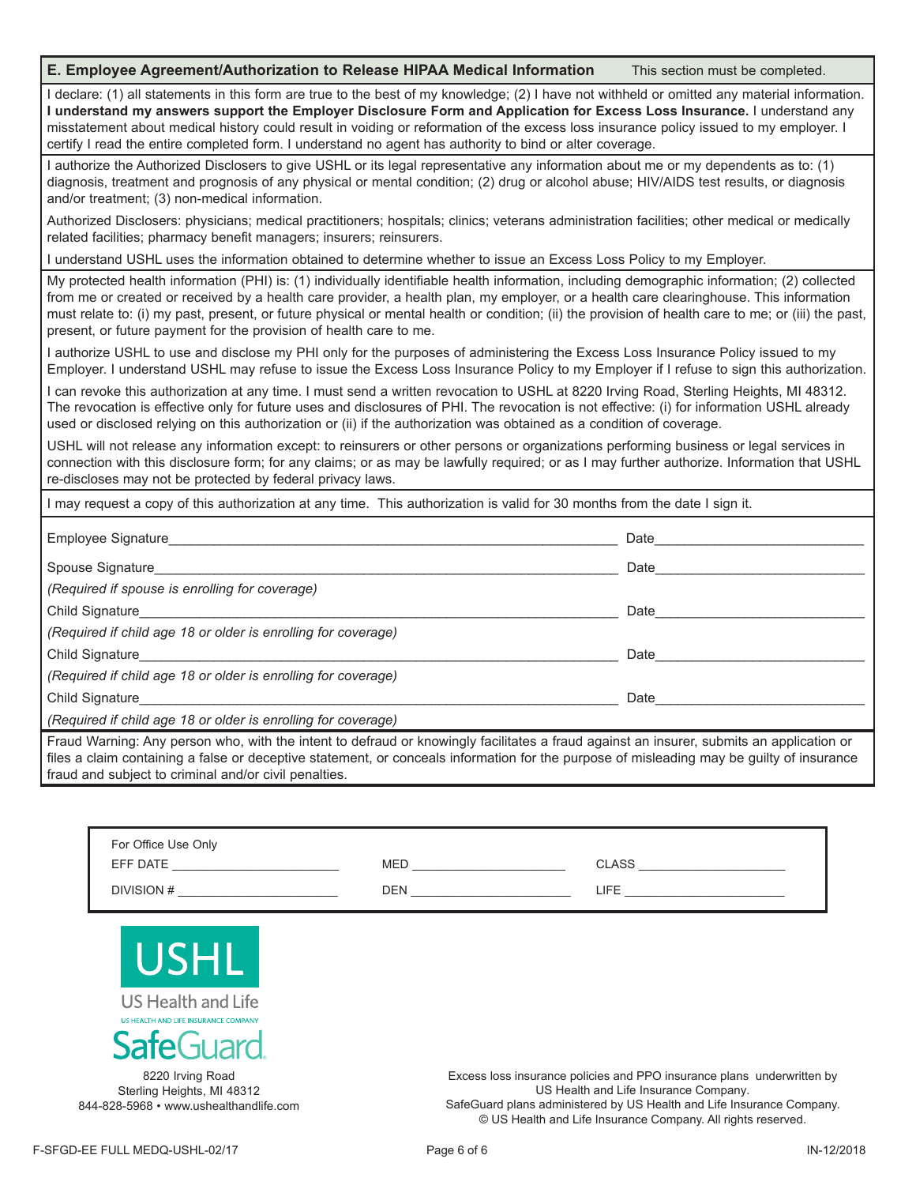## E. Employee Agreement/Authorization to Release HIPAA Medical Information

This section must be completed.

I declare: (1) all statements in this form are true to the best of my knowledge; (2) I have not withheld or omitted any material information. **I understand my answers support the Employer Disclosure Form and Application for Excess Loss Insurance.** I understand any misstatement about medical history could result in voiding or reformation of the excess loss insurance policy issued to my employer. I certify I read the entire completed form. I understand no agent has authority to bind or alter coverage.

I authorize the Authorized Disclosers to give USHL or its legal representative any information about me or my dependents as to: (1) diagnosis, treatment and prognosis of any physical or mental condition; (2) drug or alcohol abuse; HIV/AIDS test results, or diagnosis and/or treatment; (3) non-medical information.

Authorized Disclosers: physicians; medical practitioners; hospitals; clinics; veterans administration facilities; other medical or medically related facilities; pharmacy benefit managers; insurers; reinsurers.

I understand USHL uses the information obtained to determine whether to issue an Excess Loss Policy to my Employer.

My protected health information (PHI) is: (1) individually identifiable health information, including demographic information; (2) collected from me or created or received by a health care provider, a health plan, my employer, or a health care clearinghouse. This information must relate to: (i) my past, present, or future physical or mental health or condition; (ii) the provision of health care to me; or (iii) the past, present, or future payment for the provision of health care to me.

I authorize USHL to use and disclose my PHI only for the purposes of administering the Excess Loss Insurance Policy issued to my Employer. I understand USHL may refuse to issue the Excess Loss Insurance Policy to my Employer if I refuse to sign this authorization.

I can revoke this authorization at any time. I must send a written revocation to USHL at 8220 Irving Road, Sterling Heights, MI 48312. The revocation is effective only for future uses and disclosures of PHI. The revocation is not effective: (i) for information USHL already used or disclosed relying on this authorization or (ii) if the authorization was obtained as a condition of coverage.

USHL will not release any information except: to reinsurers or other persons or organizations performing business or legal services in connection with this disclosure form; for any claims; or as may be lawfully required; or as I may further authorize. Information that USHL re-discloses may not be protected by federal privacy laws.

I may request a copy of this authorization at any time. This authorization is valid for 30 months from the date I sign it.

Employee Signature_______________________________ Date_______________

Spouse Signature_______________________________ Date_______________

*(Required if spouse is enrolling for coverage)*

Child Signature_______________________________ Date_______________

*(Required if child age 18 or older is enrolling for coverage)*

Child Signature_______________________________ Date_______________

*(Required if child age 18 or older is enrolling for coverage)*

Child Signature_______________________________ Date_______________

*(Required if child age 18 or older is enrolling for coverage)*

Fraud Warning: Any person who, with the intent to defraud or knowingly facilitates a fraud against an insurer, submits an application or files a claim containing a false or deceptive statement, or conceals information for the purpose of misleading may be guilty of insurance fraud and subject to criminal and/or civil penalties.

For Office Use Only

EFF DATE _______________ MED _______________ CLASS _______________

DIVISION # _______________ DEN _______________ LIFE _______________

USHL
US Health and Life
US HEALTH AND LIFE INSURANCE COMPANY
SafeGuard

8220 Irving Road
Sterling Heights, MI 48312
844-828-5968 • www.ushealthandlife.com

Excess loss insurance policies and PPO insurance plans underwritten by US Health and Life Insurance Company.
SafeGuard plans administered by US Health and Life Insurance Company.
© US Health and Life Insurance Company. All rights reserved.

F-SFGD-EE FULL MEDQ-USHL-02/17

IN-12/2018